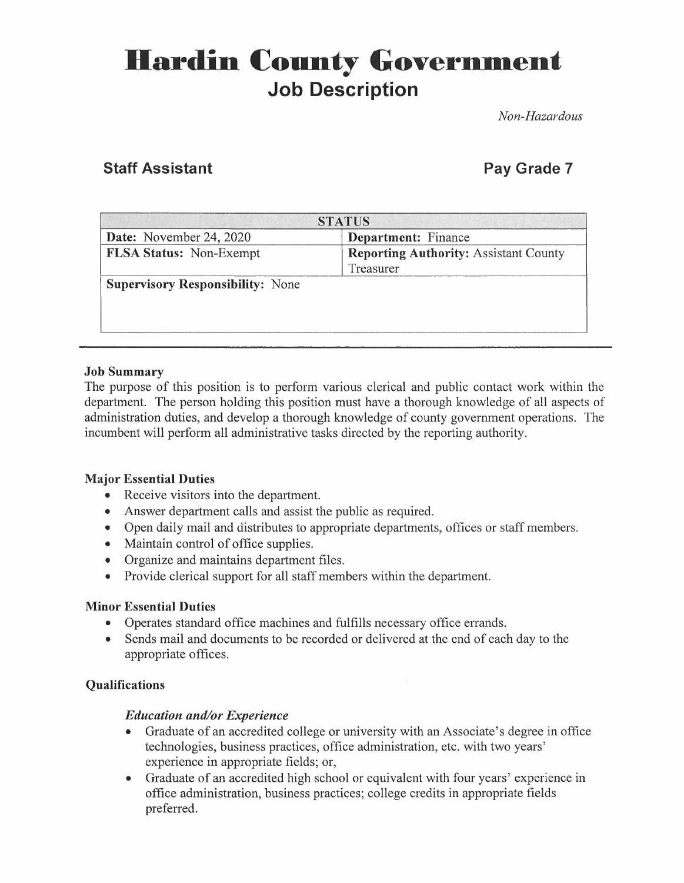# Hardin County Government

## Job Description

*Non-Hazardous*

### Staff Assistant

### Pay Grade 7

| STATUS | |
|---|---|
| **Date:** November 24, 2020 | **Department:** Finance |
| **FLSA Status:** Non-Exempt | **Reporting Authority:** Assistant County Treasurer |
| **Supervisory Responsibility:** None | |

---

**Job Summary**

The purpose of this position is to perform various clerical and public contact work within the department. The person holding this position must have a thorough knowledge of all aspects of administration duties, and develop a thorough knowledge of county government operations. The incumbent will perform all administrative tasks directed by the reporting authority.

**Major Essential Duties**

- Receive visitors into the department.
- Answer department calls and assist the public as required.
- Open daily mail and distributes to appropriate departments, offices or staff members.
- Maintain control of office supplies.
- Organize and maintains department files.
- Provide clerical support for all staff members within the department.

**Minor Essential Duties**

- Operates standard office machines and fulfills necessary office errands.
- Sends mail and documents to be recorded or delivered at the end of each day to the appropriate offices.

**Qualifications**

***Education and/or Experience***

- Graduate of an accredited college or university with an Associate's degree in office technologies, business practices, office administration, etc. with two years' experience in appropriate fields; or,
- Graduate of an accredited high school or equivalent with four years' experience in office administration, business practices; college credits in appropriate fields preferred.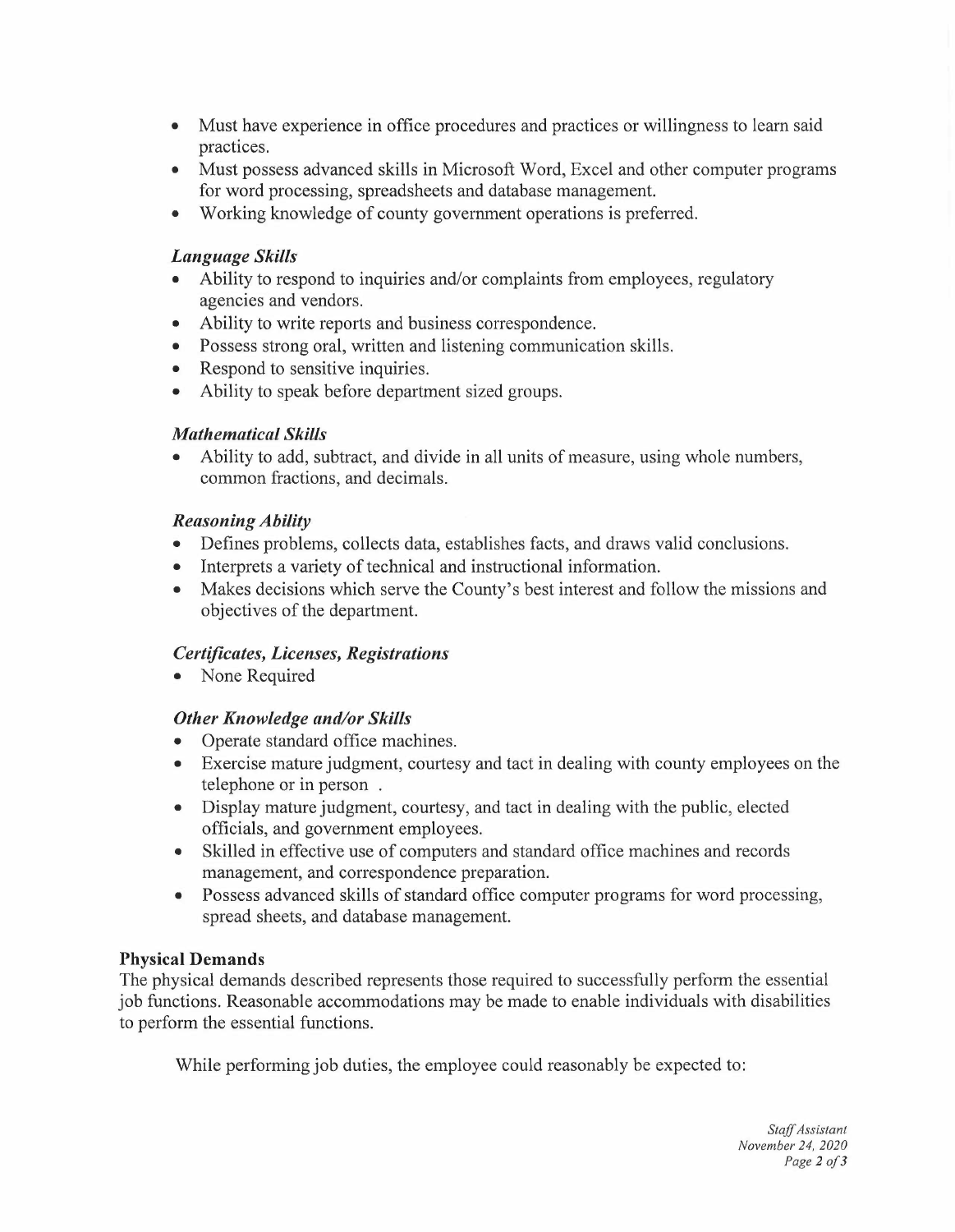- Must have experience in office procedures and practices or willingness to learn said practices.
- Must possess advanced skills in Microsoft Word, Excel and other computer programs for word processing, spreadsheets and database management.
- Working knowledge of county government operations is preferred.

### *Language Skills*

- Ability to respond to inquiries and/or complaints from employees, regulatory agencies and vendors.
- Ability to write reports and business correspondence.
- Possess strong oral, written and listening communication skills.
- Respond to sensitive inquiries.
- Ability to speak before department sized groups.

### *Mathematical Skills*

- Ability to add, subtract, and divide in all units of measure, using whole numbers, common fractions, and decimals.

### *Reasoning Ability*

- Defines problems, collects data, establishes facts, and draws valid conclusions.
- Interprets a variety of technical and instructional information.
- Makes decisions which serve the County's best interest and follow the missions and objectives of the department.

### *Certificates, Licenses, Registrations*

- None Required

### *Other Knowledge and/or Skills*

- Operate standard office machines.
- Exercise mature judgment, courtesy and tact in dealing with county employees on the telephone or in person .
- Display mature judgment, courtesy, and tact in dealing with the public, elected officials, and government employees.
- Skilled in effective use of computers and standard office machines and records management, and correspondence preparation.
- Possess advanced skills of standard office computer programs for word processing, spread sheets, and database management.

## Physical Demands

The physical demands described represents those required to successfully perform the essential job functions. Reasonable accommodations may be made to enable individuals with disabilities to perform the essential functions.

While performing job duties, the employee could reasonably be expected to: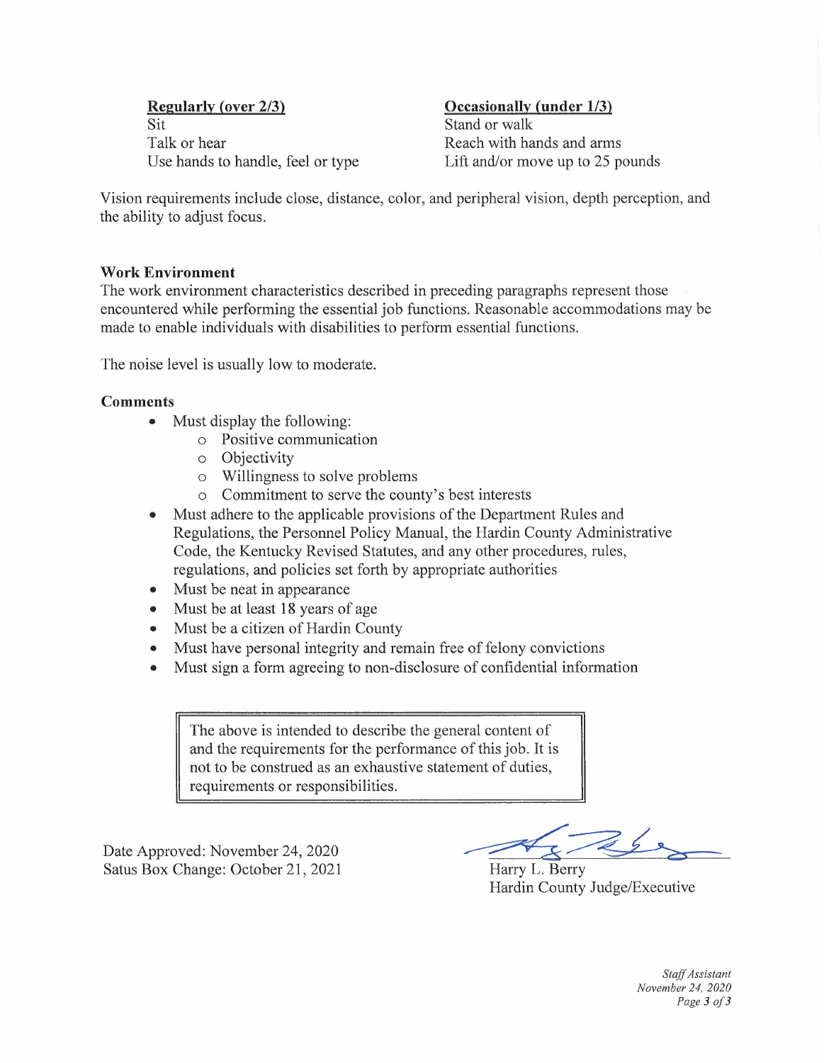| **Regularly (over 2/3)** | **Occasionally (under 1/3)** |
|---|---|
| Sit | Stand or walk |
| Talk or hear | Reach with hands and arms |
| Use hands to handle, feel or type | Lift and/or move up to 25 pounds |

Vision requirements include close, distance, color, and peripheral vision, depth perception, and the ability to adjust focus.

**Work Environment**

The work environment characteristics described in preceding paragraphs represent those encountered while performing the essential job functions. Reasonable accommodations may be made to enable individuals with disabilities to perform essential functions.

The noise level is usually low to moderate.

**Comments**

- Must display the following:
  - Positive communication
  - Objectivity
  - Willingness to solve problems
  - Commitment to serve the county's best interests
- Must adhere to the applicable provisions of the Department Rules and Regulations, the Personnel Policy Manual, the Hardin County Administrative Code, the Kentucky Revised Statutes, and any other procedures, rules, regulations, and policies set forth by appropriate authorities
- Must be neat in appearance
- Must be at least 18 years of age
- Must be a citizen of Hardin County
- Must have personal integrity and remain free of felony convictions
- Must sign a form agreeing to non-disclosure of confidential information

> The above is intended to describe the general content of and the requirements for the performance of this job. It is not to be construed as an exhaustive statement of duties, requirements or responsibilities.

Date Approved: November 24, 2020
Satus Box Change: October 21, 2021

Harry L. Berry
Hardin County Judge/Executive